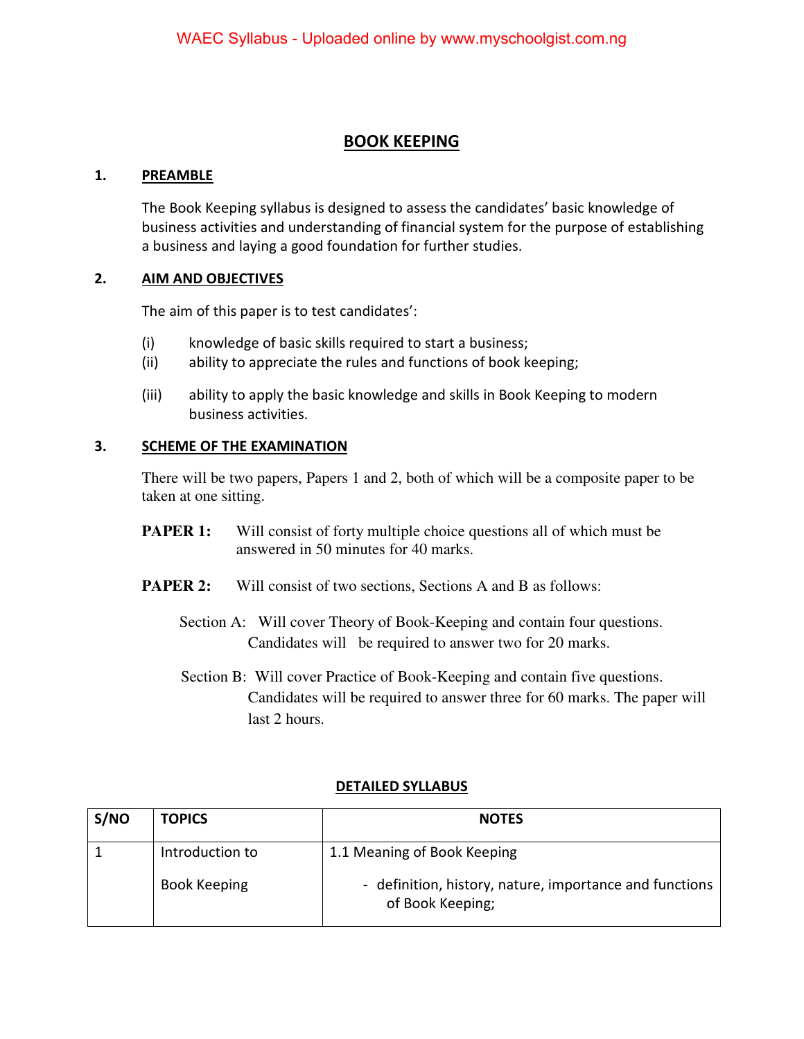# BOOK KEEPING

## 1. PREAMBLE

The Book Keeping syllabus is designed to assess the candidates' basic knowledge of business activities and understanding of financial system for the purpose of establishing a business and laying a good foundation for further studies.

## 2. AIM AND OBJECTIVES

The aim of this paper is to test candidates':

(i) knowledge of basic skills required to start a business;
(ii) ability to appreciate the rules and functions of book keeping;
(iii) ability to apply the basic knowledge and skills in Book Keeping to modern business activities.

## 3. SCHEME OF THE EXAMINATION

There will be two papers, Papers 1 and 2, both of which will be a composite paper to be taken at one sitting.

**PAPER 1:** Will consist of forty multiple choice questions all of which must be answered in 50 minutes for 40 marks.

**PAPER 2:** Will consist of two sections, Sections A and B as follows:

Section A: Will cover Theory of Book-Keeping and contain four questions. Candidates will be required to answer two for 20 marks.

Section B: Will cover Practice of Book-Keeping and contain five questions. Candidates will be required to answer three for 60 marks. The paper will last 2 hours.

## DETAILED SYLLABUS

| S/NO | TOPICS | NOTES |
|---|---|---|
| 1 | Introduction to Book Keeping | 1.1 Meaning of Book Keeping<br>- definition, history, nature, importance and functions of Book Keeping; |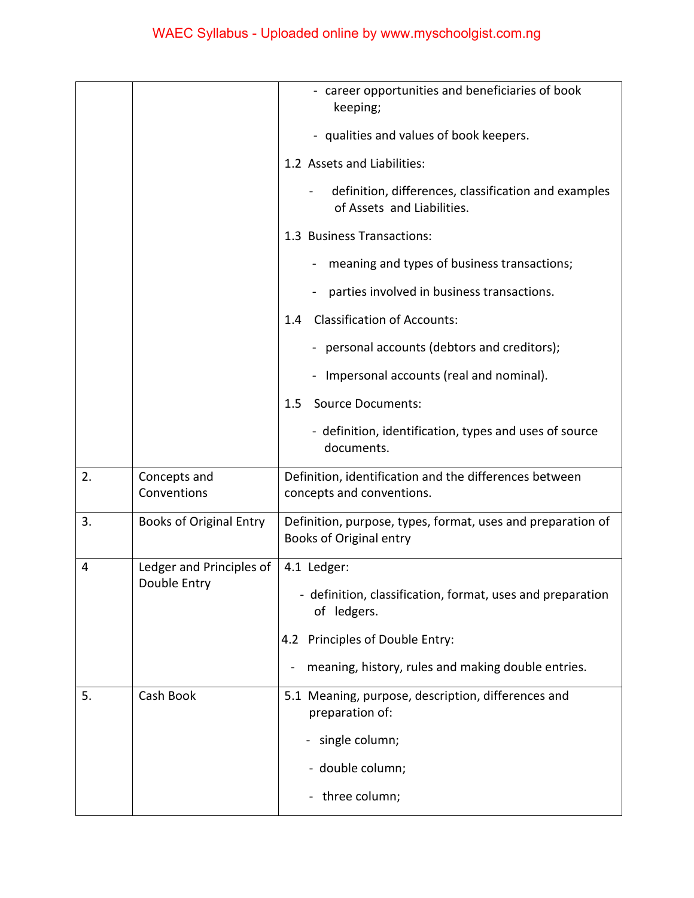| | | |
|---|---|---|
| | | - career opportunities and beneficiaries of book keeping;<br><br>- qualities and values of book keepers.<br><br>1.2 Assets and Liabilities:<br><br>- definition, differences, classification and examples of Assets and Liabilities.<br><br>1.3 Business Transactions:<br><br>- meaning and types of business transactions;<br><br>- parties involved in business transactions.<br><br>1.4 Classification of Accounts:<br><br>- personal accounts (debtors and creditors);<br><br>- Impersonal accounts (real and nominal).<br><br>1.5 Source Documents:<br><br>- definition, identification, types and uses of source documents. |
| 2. | Concepts and Conventions | Definition, identification and the differences between concepts and conventions. |
| 3. | Books of Original Entry | Definition, purpose, types, format, uses and preparation of Books of Original entry |
| 4 | Ledger and Principles of Double Entry | 4.1 Ledger:<br><br>- definition, classification, format, uses and preparation of ledgers.<br><br>4.2 Principles of Double Entry:<br><br>- meaning, history, rules and making double entries. |
| 5. | Cash Book | 5.1 Meaning, purpose, description, differences and preparation of:<br><br>- single column;<br><br>- double column;<br><br>- three column; |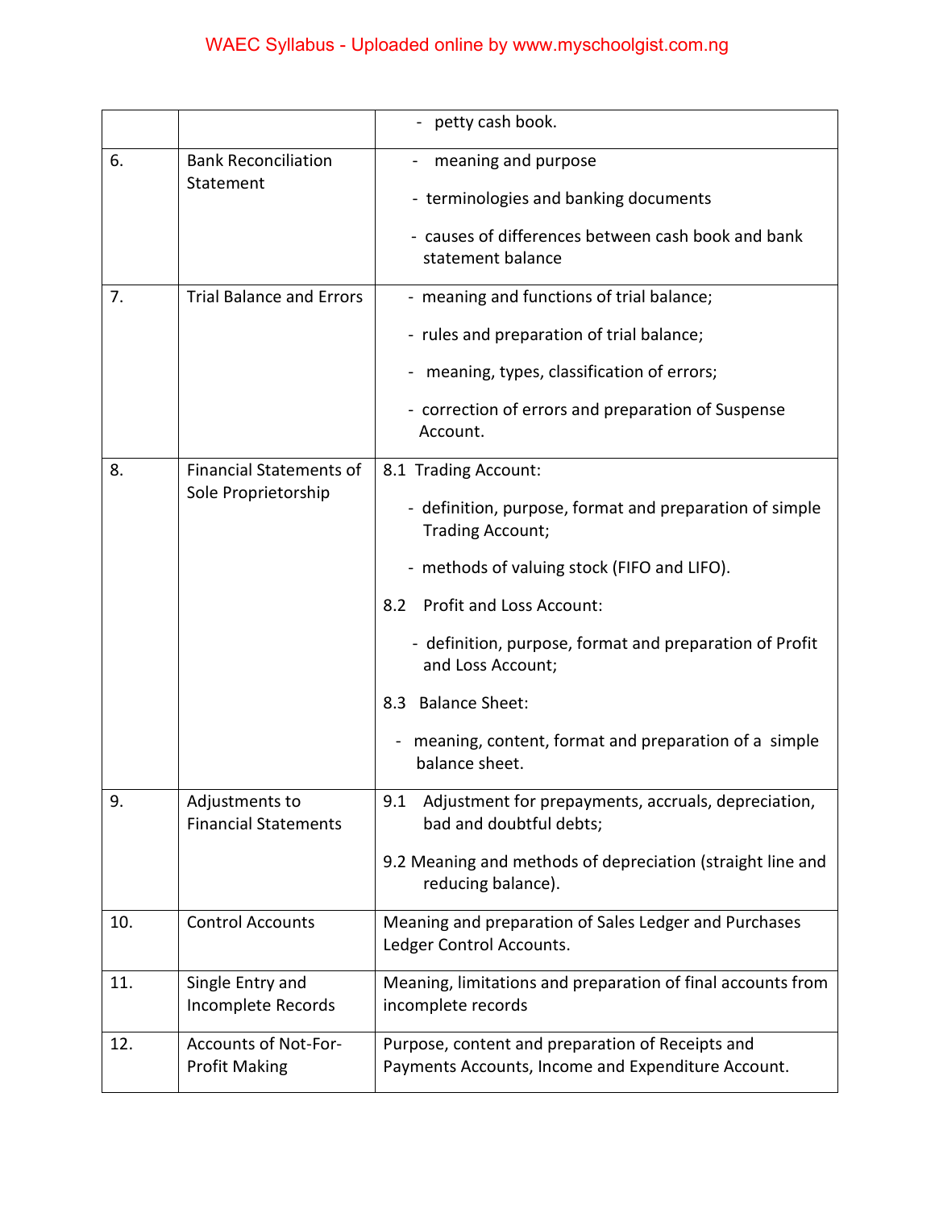| | | |
|---|---|---|
| | | - petty cash book. |
| 6. | Bank Reconciliation Statement | - meaning and purpose<br>- terminologies and banking documents<br>- causes of differences between cash book and bank statement balance |
| 7. | Trial Balance and Errors | - meaning and functions of trial balance;<br>- rules and preparation of trial balance;<br>- meaning, types, classification of errors;<br>- correction of errors and preparation of Suspense Account. |
| 8. | Financial Statements of Sole Proprietorship | 8.1 Trading Account:<br>- definition, purpose, format and preparation of simple Trading Account;<br>- methods of valuing stock (FIFO and LIFO).<br>8.2 Profit and Loss Account:<br>- definition, purpose, format and preparation of Profit and Loss Account;<br>8.3 Balance Sheet:<br>- meaning, content, format and preparation of a simple balance sheet. |
| 9. | Adjustments to Financial Statements | 9.1 Adjustment for prepayments, accruals, depreciation, bad and doubtful debts;<br>9.2 Meaning and methods of depreciation (straight line and reducing balance). |
| 10. | Control Accounts | Meaning and preparation of Sales Ledger and Purchases Ledger Control Accounts. |
| 11. | Single Entry and Incomplete Records | Meaning, limitations and preparation of final accounts from incomplete records |
| 12. | Accounts of Not-For-Profit Making | Purpose, content and preparation of Receipts and Payments Accounts, Income and Expenditure Account. |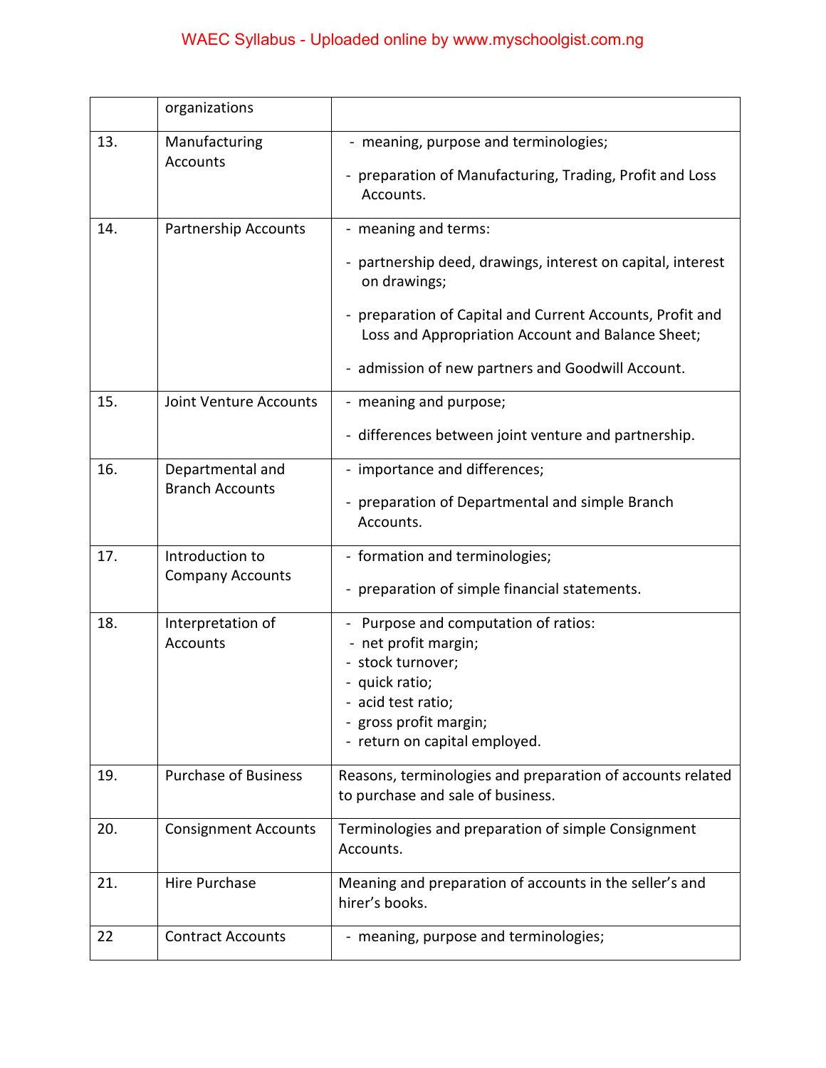| | | |
|---|---|---|
| | organizations | |
| 13. | Manufacturing Accounts | - meaning, purpose and terminologies;<br>- preparation of Manufacturing, Trading, Profit and Loss Accounts. |
| 14. | Partnership Accounts | - meaning and terms:<br>- partnership deed, drawings, interest on capital, interest on drawings;<br>- preparation of Capital and Current Accounts, Profit and Loss and Appropriation Account and Balance Sheet;<br>- admission of new partners and Goodwill Account. |
| 15. | Joint Venture Accounts | - meaning and purpose;<br>- differences between joint venture and partnership. |
| 16. | Departmental and Branch Accounts | - importance and differences;<br>- preparation of Departmental and simple Branch Accounts. |
| 17. | Introduction to Company Accounts | - formation and terminologies;<br>- preparation of simple financial statements. |
| 18. | Interpretation of Accounts | - Purpose and computation of ratios:<br>- net profit margin;<br>- stock turnover;<br>- quick ratio;<br>- acid test ratio;<br>- gross profit margin;<br>- return on capital employed. |
| 19. | Purchase of Business | Reasons, terminologies and preparation of accounts related to purchase and sale of business. |
| 20. | Consignment Accounts | Terminologies and preparation of simple Consignment Accounts. |
| 21. | Hire Purchase | Meaning and preparation of accounts in the seller's and hirer's books. |
| 22 | Contract Accounts | - meaning, purpose and terminologies; |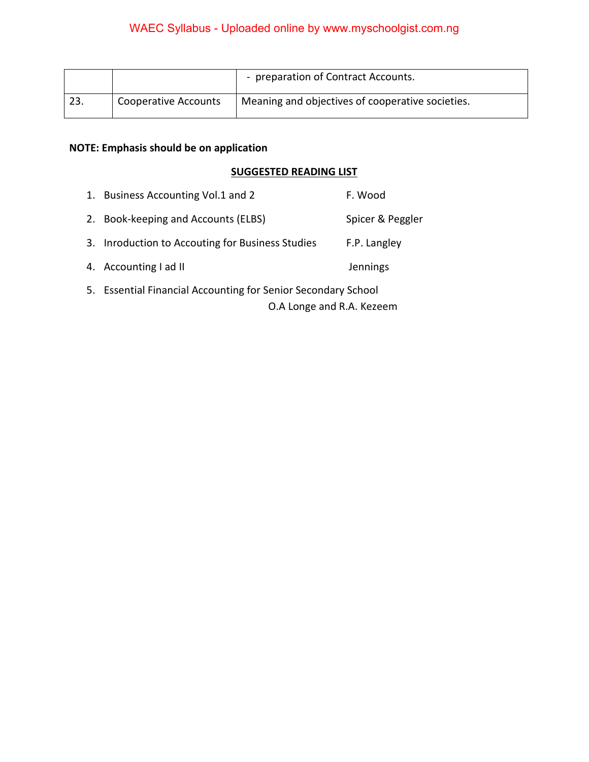| | | |
|---|---|---|
| | | - preparation of Contract Accounts. |
| 23. | Cooperative Accounts | Meaning and objectives of cooperative societies. |

**NOTE: Emphasis should be on application**

**SUGGESTED READING LIST**

1. Business Accounting Vol.1 and 2 — F. Wood
2. Book-keeping and Accounts (ELBS) — Spicer & Peggler
3. Inroduction to Accouting for Business Studies — F.P. Langley
4. Accounting I ad II — Jennings
5. Essential Financial Accounting for Senior Secondary School — O.A Longe and R.A. Kezeem